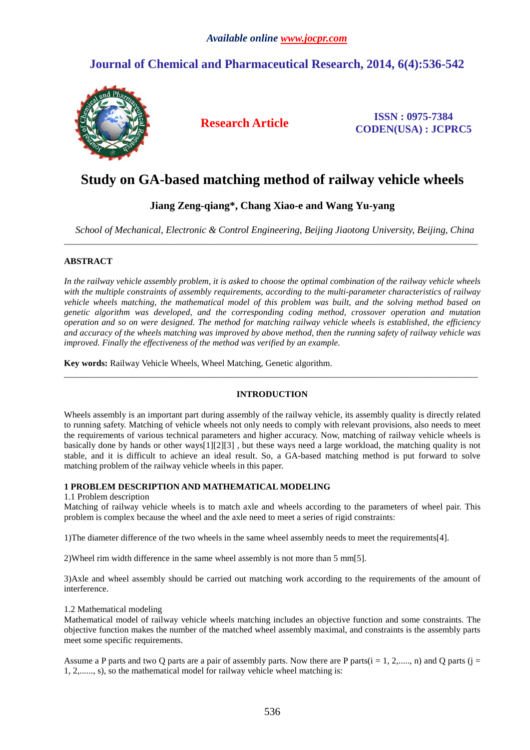*Available online www.jocpr.com*

**Journal of Chemical and Pharmaceutical Research, 2014, 6(4):536-542**

**Research Article**

**ISSN : 0975-7384**
**CODEN(USA) : JCPRC5**

# Study on GA-based matching method of railway vehicle wheels

**Jiang Zeng-qiang\*, Chang Xiao-e and Wang Yu-yang**

*School of Mechanical, Electronic & Control Engineering, Beijing Jiaotong University, Beijing, China*

---

## ABSTRACT

*In the railway vehicle assembly problem, it is asked to choose the optimal combination of the railway vehicle wheels with the multiple constraints of assembly requirements, according to the multi-parameter characteristics of railway vehicle wheels matching, the mathematical model of this problem was built, and the solving method based on genetic algorithm was developed, and the corresponding coding method, crossover operation and mutation operation and so on were designed. The method for matching railway vehicle wheels is established, the efficiency and accuracy of the wheels matching was improved by above method, then the running safety of railway vehicle was improved. Finally the effectiveness of the method was verified by an example.*

**Key words:** Railway Vehicle Wheels, Wheel Matching, Genetic algorithm.

---

## INTRODUCTION

Wheels assembly is an important part during assembly of the railway vehicle, its assembly quality is directly related to running safety. Matching of vehicle wheels not only needs to comply with relevant provisions, also needs to meet the requirements of various technical parameters and higher accuracy. Now, matching of railway vehicle wheels is basically done by hands or other ways[1][2][3] , but these ways need a large workload, the matching quality is not stable, and it is difficult to achieve an ideal result. So, a GA-based matching method is put forward to solve matching problem of the railway vehicle wheels in this paper.

## 1 PROBLEM DESCRIPTION AND MATHEMATICAL MODELING

### 1.1 Problem description

Matching of railway vehicle wheels is to match axle and wheels according to the parameters of wheel pair. This problem is complex because the wheel and the axle need to meet a series of rigid constraints:

1)The diameter difference of the two wheels in the same wheel assembly needs to meet the requirements[4].

2)Wheel rim width difference in the same wheel assembly is not more than 5 mm[5].

3)Axle and wheel assembly should be carried out matching work according to the requirements of the amount of interference.

### 1.2 Mathematical modeling

Mathematical model of railway vehicle wheels matching includes an objective function and some constraints. The objective function makes the number of the matched wheel assembly maximal, and constraints is the assembly parts meet some specific requirements.

Assume a P parts and two Q parts are a pair of assembly parts. Now there are P parts($i$ = 1, 2,......, n) and Q parts ($j$ = 1, 2,......, s), so the mathematical model for railway vehicle wheel matching is: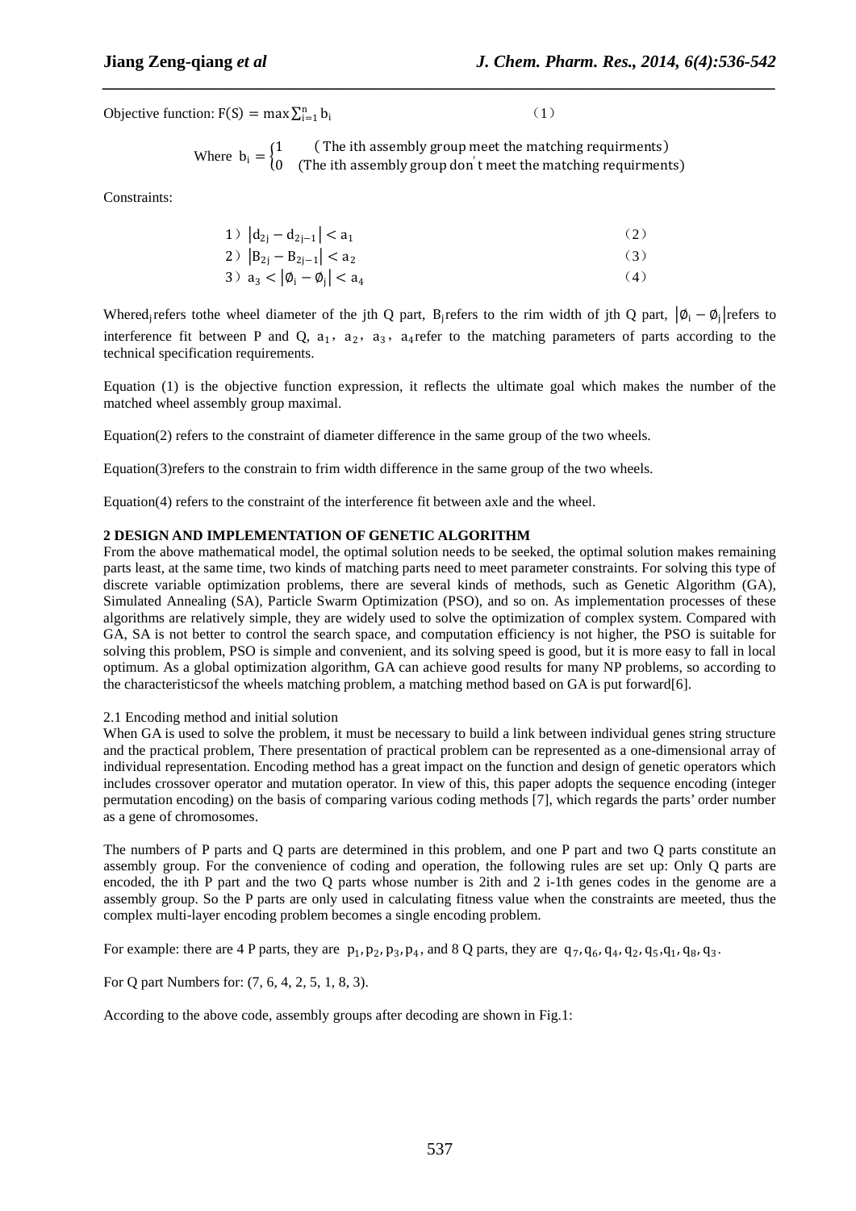Objective function: $F(S) = \max\sum_{i=1}^{n} b_i$ （1）

$$\text{Where } b_i = \begin{cases} 1 & (\text{The ith assembly group meet the matching requirments}) \\ 0 & (\text{The ith assembly group don't meet the matching requirments}) \end{cases}$$

Constraints:

1）$|d_{2j} - d_{2j-1}| < a_1$ （2）

2）$|B_{2j} - B_{2j-1}| < a_2$ （3）

3）$a_3 < |\emptyset_i - \emptyset_j| < a_4$ （4）

Where $d_j$ refers tothe wheel diameter of the jth Q part, $B_j$ refers to the rim width of jth Q part, $|\emptyset_i - \emptyset_j|$ refers to interference fit between P and Q, $a_1$, $a_2$, $a_3$, $a_4$ refer to the matching parameters of parts according to the technical specification requirements.

Equation (1) is the objective function expression, it reflects the ultimate goal which makes the number of the matched wheel assembly group maximal.

Equation(2) refers to the constraint of diameter difference in the same group of the two wheels.

Equation(3)refers to the constrain to frim width difference in the same group of the two wheels.

Equation(4) refers to the constraint of the interference fit between axle and the wheel.

## 2 DESIGN AND IMPLEMENTATION OF GENETIC ALGORITHM

From the above mathematical model, the optimal solution needs to be seeked, the optimal solution makes remaining parts least, at the same time, two kinds of matching parts need to meet parameter constraints. For solving this type of discrete variable optimization problems, there are several kinds of methods, such as Genetic Algorithm (GA), Simulated Annealing (SA), Particle Swarm Optimization (PSO), and so on. As implementation processes of these algorithms are relatively simple, they are widely used to solve the optimization of complex system. Compared with GA, SA is not better to control the search space, and computation efficiency is not higher, the PSO is suitable for solving this problem, PSO is simple and convenient, and its solving speed is good, but it is more easy to fall in local optimum. As a global optimization algorithm, GA can achieve good results for many NP problems, so according to the characteristicsof the wheels matching problem, a matching method based on GA is put forward[6].

### 2.1 Encoding method and initial solution

When GA is used to solve the problem, it must be necessary to build a link between individual genes string structure and the practical problem, There presentation of practical problem can be represented as a one-dimensional array of individual representation. Encoding method has a great impact on the function and design of genetic operators which includes crossover operator and mutation operator. In view of this, this paper adopts the sequence encoding (integer permutation encoding) on the basis of comparing various coding methods [7], which regards the parts' order number as a gene of chromosomes.

The numbers of P parts and Q parts are determined in this problem, and one P part and two Q parts constitute an assembly group. For the convenience of coding and operation, the following rules are set up: Only Q parts are encoded, the ith P part and the two Q parts whose number is 2ith and 2 i-1th genes codes in the genome are a assembly group. So the P parts are only used in calculating fitness value when the constraints are meeted, thus the complex multi-layer encoding problem becomes a single encoding problem.

For example: there are 4 P parts, they are $p_1, p_2, p_3, p_4$, and 8 Q parts, they are $q_7, q_6, q_4, q_2, q_5, q_1, q_8, q_3$.

For Q part Numbers for: (7, 6, 4, 2, 5, 1, 8, 3).

According to the above code, assembly groups after decoding are shown in Fig.1: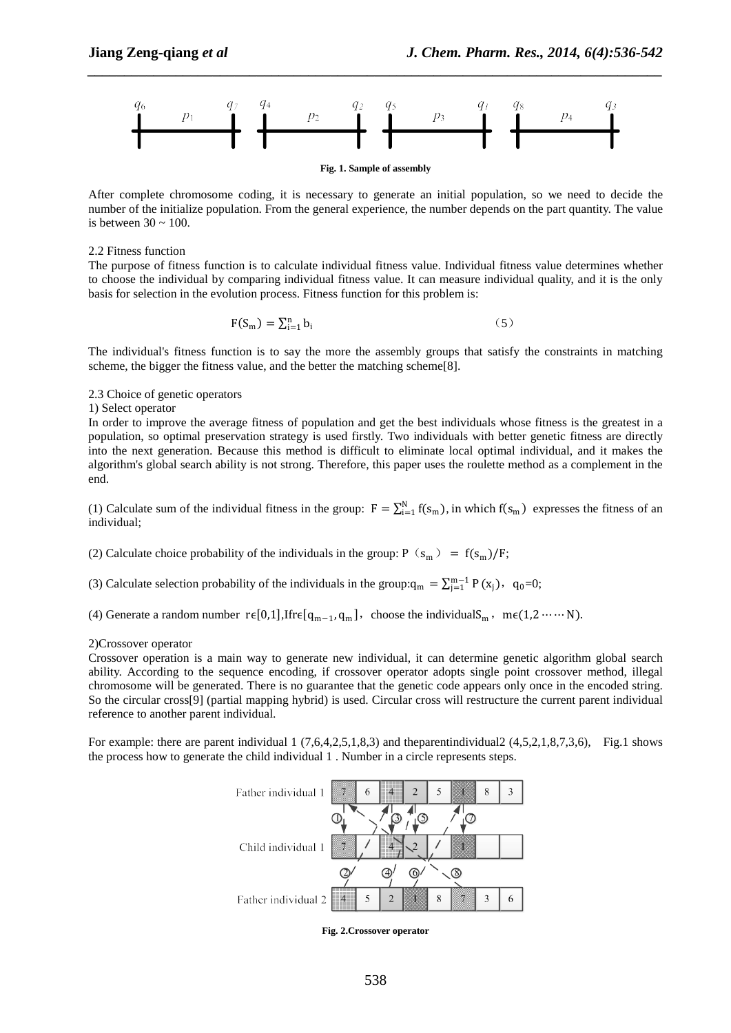Fig. 1. Sample of assembly

After complete chromosome coding, it is necessary to generate an initial population, so we need to decide the number of the initialize population. From the general experience, the number depends on the part quantity. The value is between 30 ~ 100.

2.2 Fitness function

The purpose of fitness function is to calculate individual fitness value. Individual fitness value determines whether to choose the individual by comparing individual fitness value. It can measure individual quality, and it is the only basis for selection in the evolution process. Fitness function for this problem is:

$$F(S_m) = \sum_{i=1}^{n} b_i \qquad (5)$$

The individual's fitness function is to say the more the assembly groups that satisfy the constraints in matching scheme, the bigger the fitness value, and the better the matching scheme[8].

2.3 Choice of genetic operators

1) Select operator

In order to improve the average fitness of population and get the best individuals whose fitness is the greatest in a population, so optimal preservation strategy is used firstly. Two individuals with better genetic fitness are directly into the next generation. Because this method is difficult to eliminate local optimal individual, and it makes the algorithm's global search ability is not strong. Therefore, this paper uses the roulette method as a complement in the end.

(1) Calculate sum of the individual fitness in the group: $F = \sum_{i=1}^{N} f(s_m)$, in which $f(s_m)$ expresses the fitness of an individual;

(2) Calculate choice probability of the individuals in the group: $P(s_m) = f(s_m)/F$;

(3) Calculate selection probability of the individuals in the group: $q_m = \sum_{j=1}^{m-1} P(x_j)$, $q_0=0$;

(4) Generate a random number $r\epsilon[0,1]$, If $r\epsilon[q_{m-1}, q_m]$, choose the individual $S_m$, $m\epsilon(1,2\cdots\cdots N)$.

2)Crossover operator

Crossover operation is a main way to generate new individual, it can determine genetic algorithm global search ability. According to the sequence encoding, if crossover operator adopts single point crossover method, illegal chromosome will be generated. There is no guarantee that the genetic code appears only once in the encoded string. So the circular cross[9] (partial mapping hybrid) is used. Circular cross will restructure the current parent individual reference to another parent individual.

For example: there are parent individual 1 (7,6,4,2,5,1,8,3) and theparentindividual2 (4,5,2,1,8,7,3,6), Fig.1 shows the process how to generate the child individual 1 . Number in a circle represents steps.

Fig. 2.Crossover operator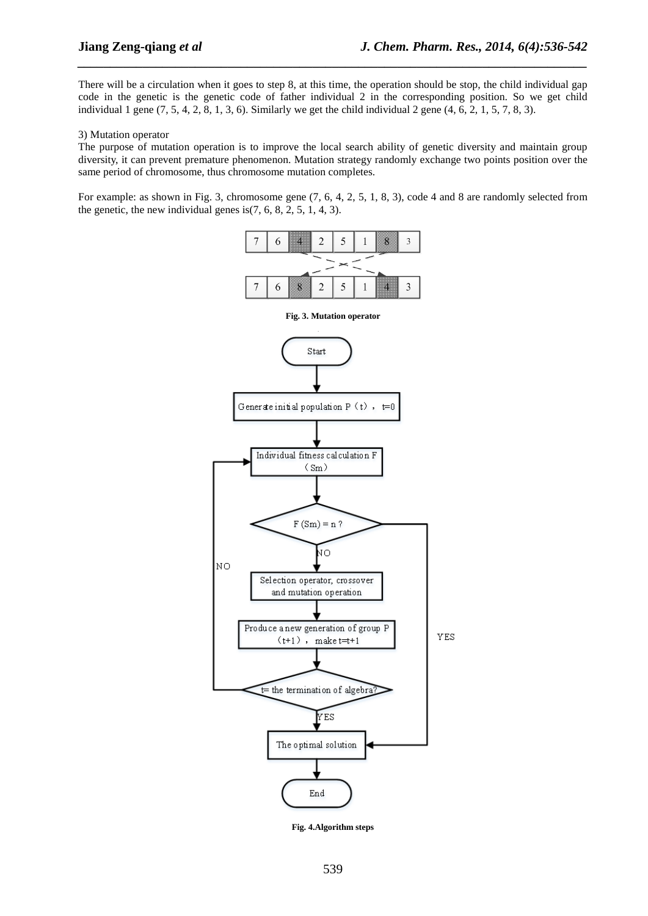There will be a circulation when it goes to step 8, at this time, the operation should be stop, the child individual gap code in the genetic is the genetic code of father individual 2 in the corresponding position. So we get child individual 1 gene (7, 5, 4, 2, 8, 1, 3, 6). Similarly we get the child individual 2 gene (4, 6, 2, 1, 5, 7, 8, 3).

3) Mutation operator

The purpose of mutation operation is to improve the local search ability of genetic diversity and maintain group diversity, it can prevent premature phenomenon. Mutation strategy randomly exchange two points position over the same period of chromosome, thus chromosome mutation completes.

For example: as shown in Fig. 3, chromosome gene (7, 6, 4, 2, 5, 1, 8, 3), code 4 and 8 are randomly selected from the genetic, the new individual genes is(7, 6, 8, 2, 5, 1, 4, 3).

| 7 | 6 | 4 | 2 | 5 | 1 | 8 | 3 |
|---|---|---|---|---|---|---|---|
| 7 | 6 | 8 | 2 | 5 | 1 | 4 | 3 |

**Fig. 3. Mutation operator**

Start → Generate initial population P（t）， t=0 → Individual fitness calculation F（Sm） → F (Sm) = n ? (YES → The optimal solution; NO → Selection operator, crossover and mutation operation) → Produce a new generation of group P（t+1）， make t=t+1 → t= the termination of algebra? (NO → Individual fitness calculation F（Sm）; YES → The optimal solution) → End

**Fig. 4.Algorithm steps**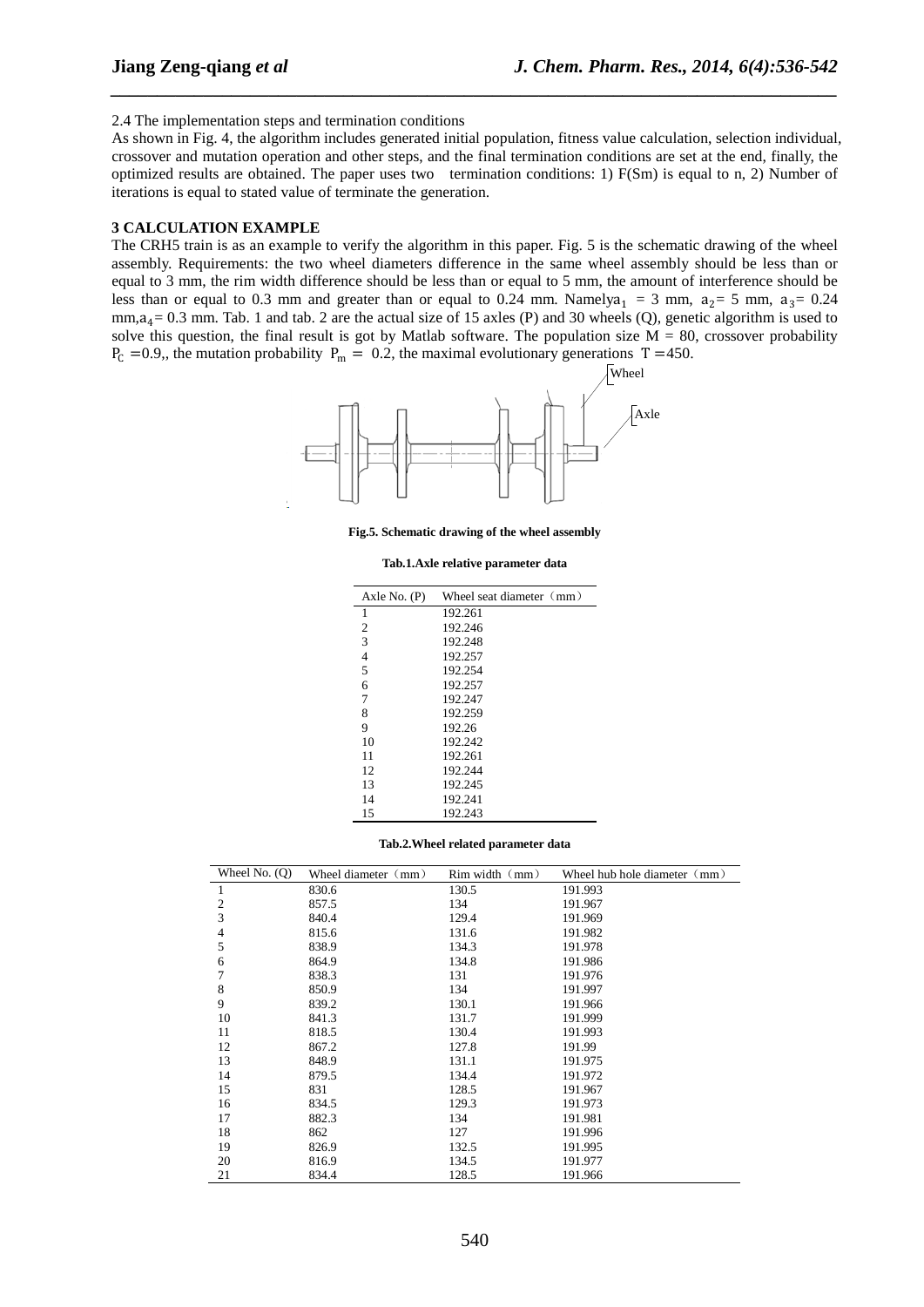2.4 The implementation steps and termination conditions

As shown in Fig. 4, the algorithm includes generated initial population, fitness value calculation, selection individual, crossover and mutation operation and other steps, and the final termination conditions are set at the end, finally, the optimized results are obtained. The paper uses two termination conditions: 1) F(Sm) is equal to n, 2) Number of iterations is equal to stated value of terminate the generation.

## 3 CALCULATION EXAMPLE

The CRH5 train is as an example to verify the algorithm in this paper. Fig. 5 is the schematic drawing of the wheel assembly. Requirements: the two wheel diameters difference in the same wheel assembly should be less than or equal to 3 mm, the rim width difference should be less than or equal to 5 mm, the amount of interference should be less than or equal to 0.3 mm and greater than or equal to 0.24 mm. Namely$a_1$ = 3 mm, $a_2$= 5 mm, $a_3$= 0.24 mm,$a_4$= 0.3 mm. Tab. 1 and tab. 2 are the actual size of 15 axles (P) and 30 wheels (Q), genetic algorithm is used to solve this question, the final result is got by Matlab software. The population size M = 80, crossover probability $P_C$ =0.9,, the mutation probability $P_m$ = 0.2, the maximal evolutionary generations T =450.

**Fig.5. Schematic drawing of the wheel assembly**

**Tab.1.Axle relative parameter data**

| Axle No. (P) | Wheel seat diameter（mm） |
|---|---|
| 1 | 192.261 |
| 2 | 192.246 |
| 3 | 192.248 |
| 4 | 192.257 |
| 5 | 192.254 |
| 6 | 192.257 |
| 7 | 192.247 |
| 8 | 192.259 |
| 9 | 192.26 |
| 10 | 192.242 |
| 11 | 192.261 |
| 12 | 192.244 |
| 13 | 192.245 |
| 14 | 192.241 |
| 15 | 192.243 |

**Tab.2.Wheel related parameter data**

| Wheel No. (Q) | Wheel diameter（mm） | Rim width（mm） | Wheel hub hole diameter（mm） |
|---|---|---|---|
| 1 | 830.6 | 130.5 | 191.993 |
| 2 | 857.5 | 134 | 191.967 |
| 3 | 840.4 | 129.4 | 191.969 |
| 4 | 815.6 | 131.6 | 191.982 |
| 5 | 838.9 | 134.3 | 191.978 |
| 6 | 864.9 | 134.8 | 191.986 |
| 7 | 838.3 | 131 | 191.976 |
| 8 | 850.9 | 134 | 191.997 |
| 9 | 839.2 | 130.1 | 191.966 |
| 10 | 841.3 | 131.7 | 191.999 |
| 11 | 818.5 | 130.4 | 191.993 |
| 12 | 867.2 | 127.8 | 191.99 |
| 13 | 848.9 | 131.1 | 191.975 |
| 14 | 879.5 | 134.4 | 191.972 |
| 15 | 831 | 128.5 | 191.967 |
| 16 | 834.5 | 129.3 | 191.973 |
| 17 | 882.3 | 134 | 191.981 |
| 18 | 862 | 127 | 191.996 |
| 19 | 826.9 | 132.5 | 191.995 |
| 20 | 816.9 | 134.5 | 191.977 |
| 21 | 834.4 | 128.5 | 191.966 |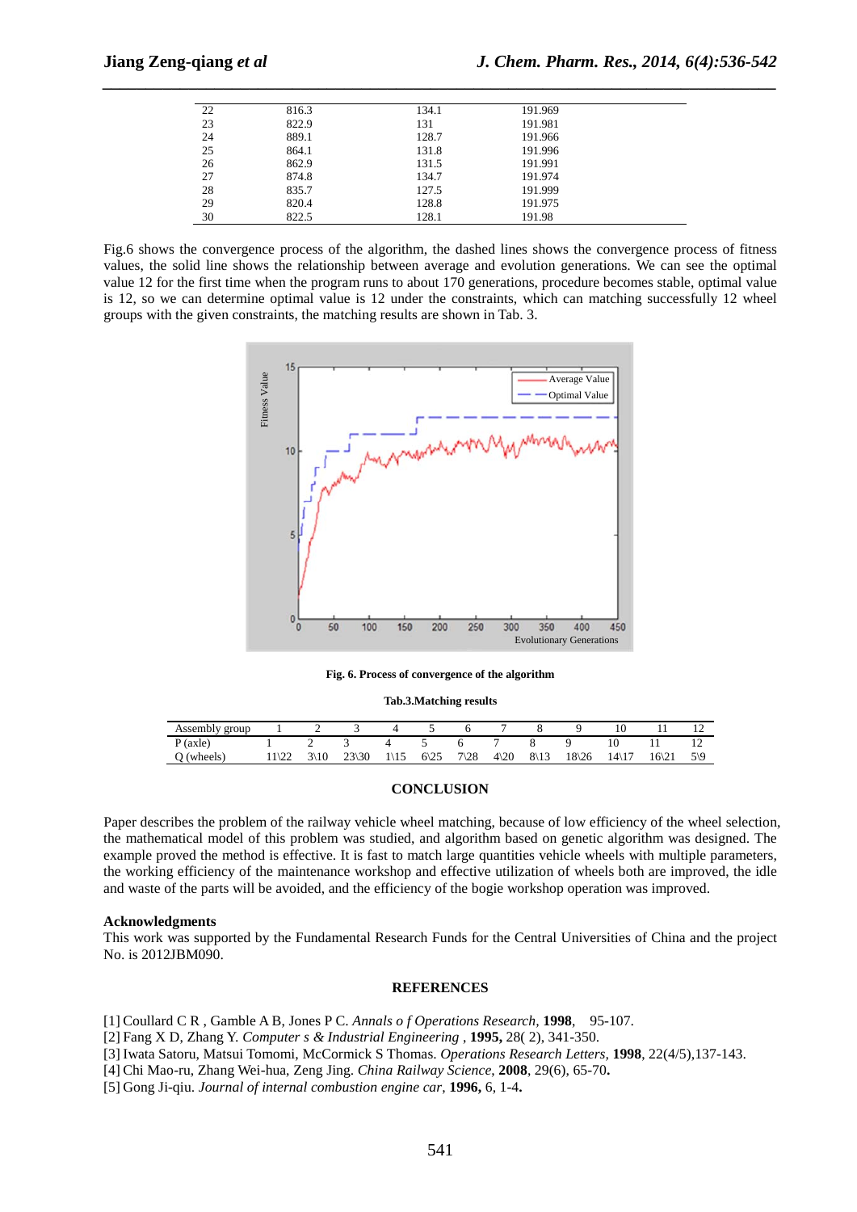| 22 | 816.3 | 134.1 | 191.969 |
|---|---|---|---|
| 23 | 822.9 | 131 | 191.981 |
| 24 | 889.1 | 128.7 | 191.966 |
| 25 | 864.1 | 131.8 | 191.996 |
| 26 | 862.9 | 131.5 | 191.991 |
| 27 | 874.8 | 134.7 | 191.974 |
| 28 | 835.7 | 127.5 | 191.999 |
| 29 | 820.4 | 128.8 | 191.975 |
| 30 | 822.5 | 128.1 | 191.98 |

Fig.6 shows the convergence process of the algorithm, the dashed lines shows the convergence process of fitness values, the solid line shows the relationship between average and evolution generations. We can see the optimal value 12 for the first time when the program runs to about 170 generations, procedure becomes stable, optimal value is 12, so we can determine optimal value is 12 under the constraints, which can matching successfully 12 wheel groups with the given constraints, the matching results are shown in Tab. 3.

**Fig. 6. Process of convergence of the algorithm**

**Tab.3.Matching results**

| Assembly group | 1 | 2 | 3 | 4 | 5 | 6 | 7 | 8 | 9 | 10 | 11 | 12 |
|---|---|---|---|---|---|---|---|---|---|---|---|---|
| P (axle) | 1 | 2 | 3 | 4 | 5 | 6 | 7 | 8 | 9 | 10 | 11 | 12 |
| Q (wheels) | 11\22 | 3\10 | 23\30 | 1\15 | 6\25 | 7\28 | 4\20 | 8\13 | 18\26 | 14\17 | 16\21 | 5\9 |

## CONCLUSION

Paper describes the problem of the railway vehicle wheel matching, because of low efficiency of the wheel selection, the mathematical model of this problem was studied, and algorithm based on genetic algorithm was designed. The example proved the method is effective. It is fast to match large quantities vehicle wheels with multiple parameters, the working efficiency of the maintenance workshop and effective utilization of wheels both are improved, the idle and waste of the parts will be avoided, and the efficiency of the bogie workshop operation was improved.

**Acknowledgments**

This work was supported by the Fundamental Research Funds for the Central Universities of China and the project No. is 2012JBM090.

## REFERENCES

[1] Coullard C R , Gamble A B, Jones P C. *Annals o f Operations Research*, **1998**, 95-107.

[2] Fang X D, Zhang Y. *Computer s & Industrial Engineering* , **1995,** 28( 2), 341-350.

[3] Iwata Satoru, Matsui Tomomi, McCormick S Thomas. *Operations Research Letters*, **1998**, 22(4/5),137-143.

[4] Chi Mao-ru, Zhang Wei-hua, Zeng Jing. *China Railway Science*, **2008**, 29(6), 65-70**.**

[5] Gong Ji-qiu. *Journal of internal combustion engine car*, **1996,** 6, 1-4**.**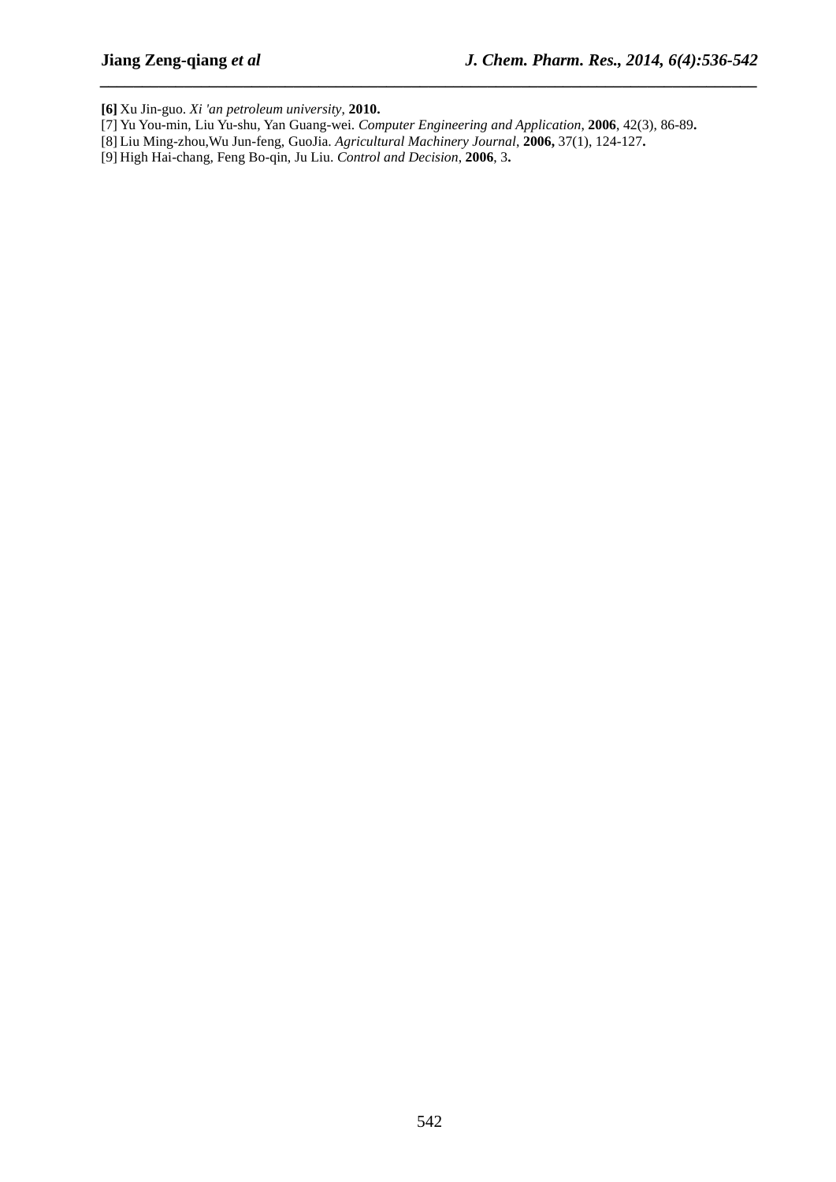**[6]** Xu Jin-guo. *Xi 'an petroleum university*, **2010.**

[7] Yu You-min, Liu Yu-shu, Yan Guang-wei. *Computer Engineering and Application*, **2006**, 42(3), 86-89**.**

[8] Liu Ming-zhou,Wu Jun-feng, GuoJia. *Agricultural Machinery Journal*, **2006,** 37(1), 124-127**.**

[9] High Hai-chang, Feng Bo-qin, Ju Liu. *Control and Decision*, **2006**, 3**.**